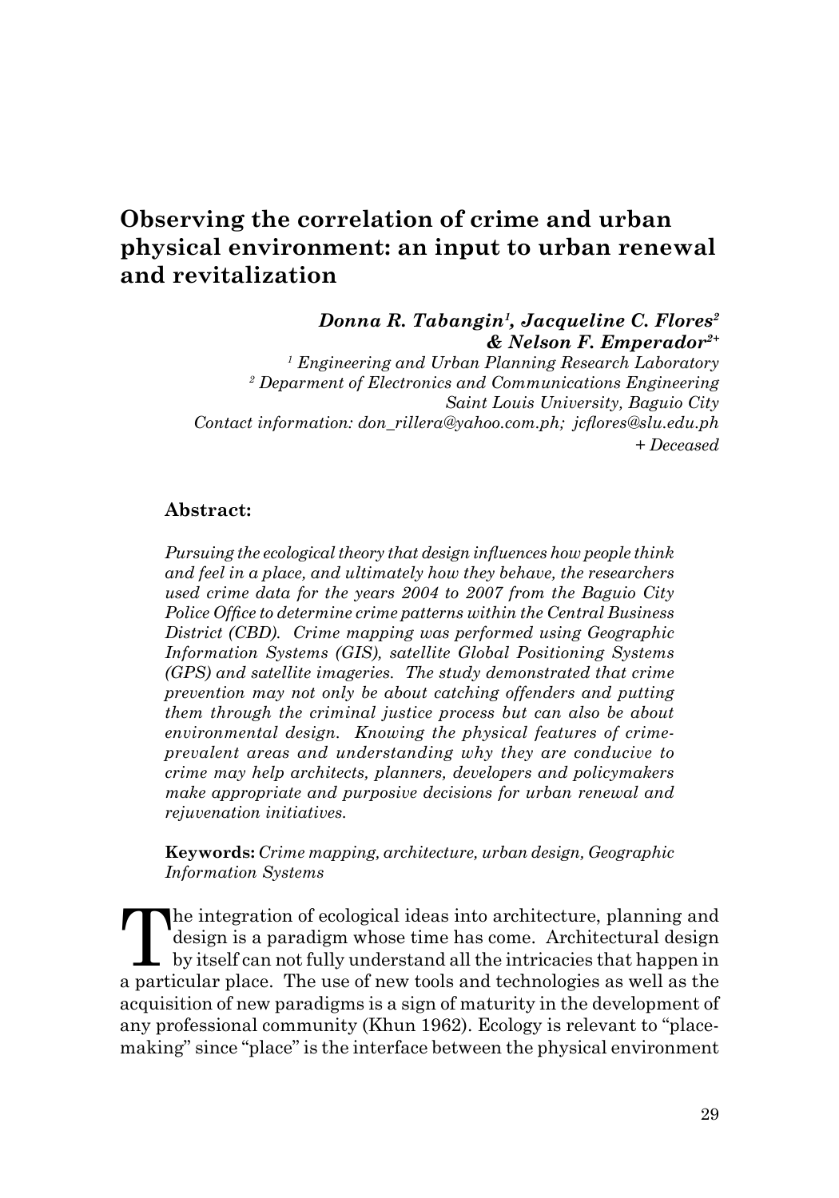# Observing the correlation of crime and urban physical environment: an input to urban renewal and revitalization

***Donna R. Tabangin[1], Jacqueline C. Flores[2] & Nelson F. Emperador[2+]***

*[1] Engineering and Urban Planning Research Laboratory*
*[2] Deparment of Electronics and Communications Engineering*
*Saint Louis University, Baguio City*
*Contact information: don_rillera@yahoo.com.ph; jcflores@slu.edu.ph*
*+ Deceased*

## Abstract:

*Pursuing the ecological theory that design influences how people think and feel in a place, and ultimately how they behave, the researchers used crime data for the years 2004 to 2007 from the Baguio City Police Office to determine crime patterns within the Central Business District (CBD). Crime mapping was performed using Geographic Information Systems (GIS), satellite Global Positioning Systems (GPS) and satellite imageries. The study demonstrated that crime prevention may not only be about catching offenders and putting them through the criminal justice process but can also be about environmental design. Knowing the physical features of crime-prevalent areas and understanding why they are conducive to crime may help architects, planners, developers and policymakers make appropriate and purposive decisions for urban renewal and rejuvenation initiatives.*

**Keywords:** *Crime mapping, architecture, urban design, Geographic Information Systems*

The integration of ecological ideas into architecture, planning and design is a paradigm whose time has come. Architectural design by itself can not fully understand all the intricacies that happen in a particular place. The use of new tools and technologies as well as the acquisition of new paradigms is a sign of maturity in the development of any professional community (Khun 1962). Ecology is relevant to "place-making" since "place" is the interface between the physical environment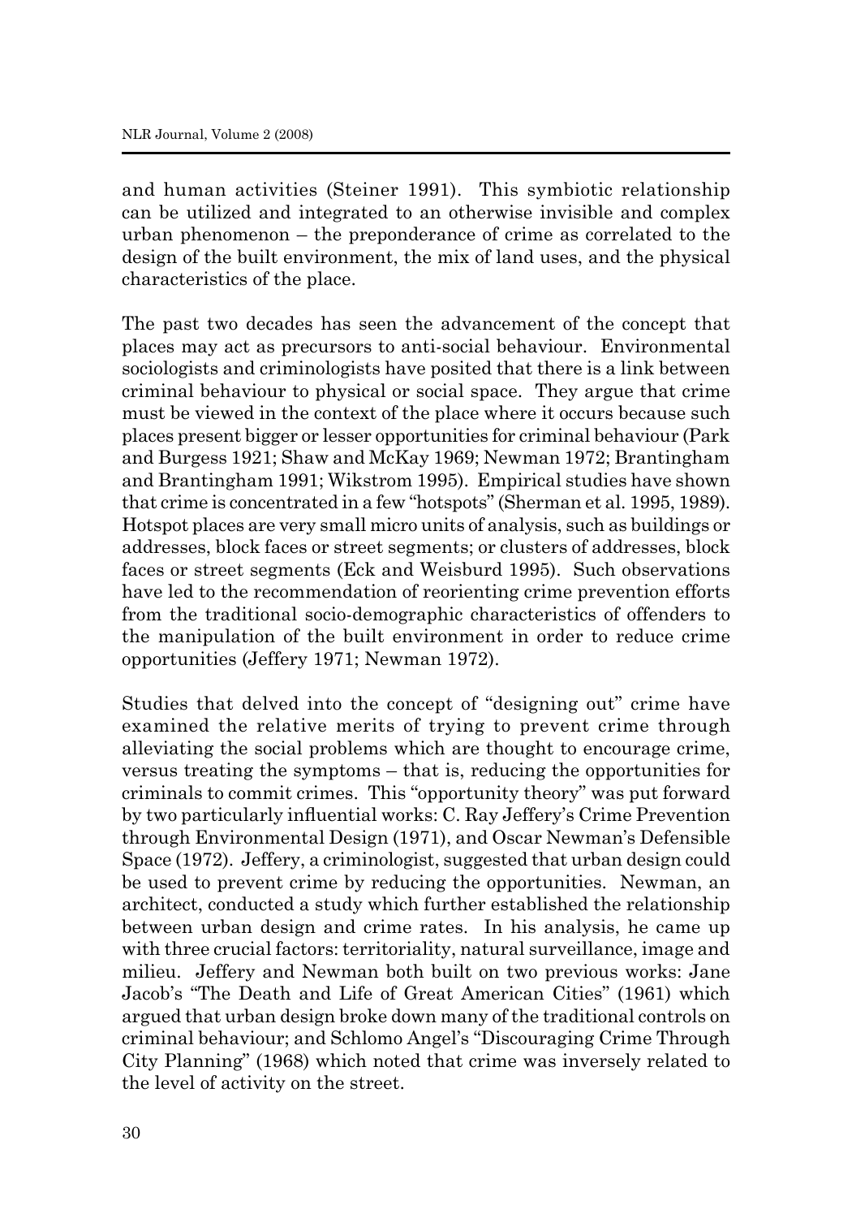and human activities (Steiner 1991). This symbiotic relationship can be utilized and integrated to an otherwise invisible and complex urban phenomenon – the preponderance of crime as correlated to the design of the built environment, the mix of land uses, and the physical characteristics of the place.

The past two decades has seen the advancement of the concept that places may act as precursors to anti-social behaviour. Environmental sociologists and criminologists have posited that there is a link between criminal behaviour to physical or social space. They argue that crime must be viewed in the context of the place where it occurs because such places present bigger or lesser opportunities for criminal behaviour (Park and Burgess 1921; Shaw and McKay 1969; Newman 1972; Brantingham and Brantingham 1991; Wikstrom 1995). Empirical studies have shown that crime is concentrated in a few "hotspots" (Sherman et al. 1995, 1989). Hotspot places are very small micro units of analysis, such as buildings or addresses, block faces or street segments; or clusters of addresses, block faces or street segments (Eck and Weisburd 1995). Such observations have led to the recommendation of reorienting crime prevention efforts from the traditional socio-demographic characteristics of offenders to the manipulation of the built environment in order to reduce crime opportunities (Jeffery 1971; Newman 1972).

Studies that delved into the concept of "designing out" crime have examined the relative merits of trying to prevent crime through alleviating the social problems which are thought to encourage crime, versus treating the symptoms – that is, reducing the opportunities for criminals to commit crimes. This "opportunity theory" was put forward by two particularly influential works: C. Ray Jeffery's Crime Prevention through Environmental Design (1971), and Oscar Newman's Defensible Space (1972). Jeffery, a criminologist, suggested that urban design could be used to prevent crime by reducing the opportunities. Newman, an architect, conducted a study which further established the relationship between urban design and crime rates. In his analysis, he came up with three crucial factors: territoriality, natural surveillance, image and milieu. Jeffery and Newman both built on two previous works: Jane Jacob's "The Death and Life of Great American Cities" (1961) which argued that urban design broke down many of the traditional controls on criminal behaviour; and Schlomo Angel's "Discouraging Crime Through City Planning" (1968) which noted that crime was inversely related to the level of activity on the street.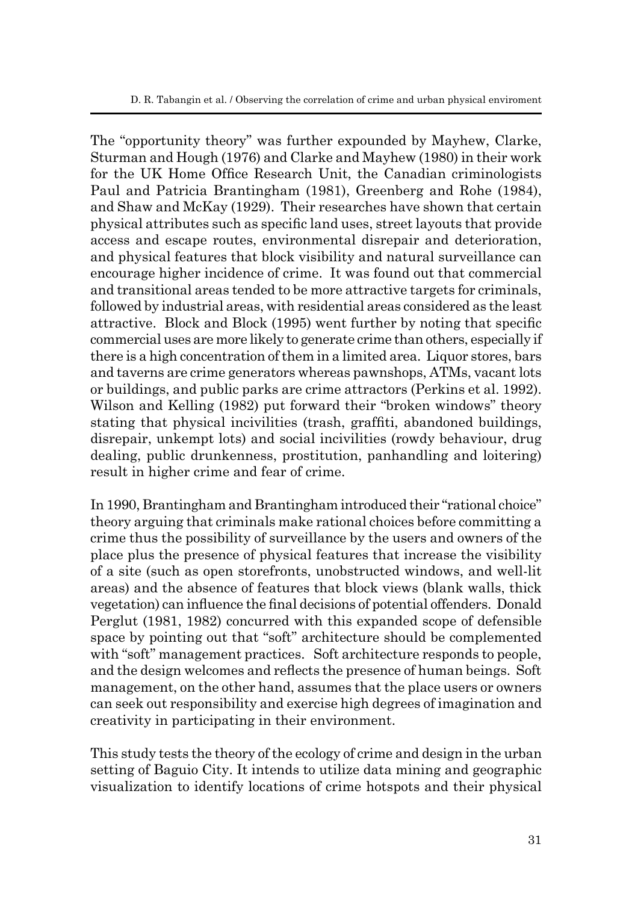The "opportunity theory" was further expounded by Mayhew, Clarke, Sturman and Hough (1976) and Clarke and Mayhew (1980) in their work for the UK Home Office Research Unit, the Canadian criminologists Paul and Patricia Brantingham (1981), Greenberg and Rohe (1984), and Shaw and McKay (1929). Their researches have shown that certain physical attributes such as specific land uses, street layouts that provide access and escape routes, environmental disrepair and deterioration, and physical features that block visibility and natural surveillance can encourage higher incidence of crime. It was found out that commercial and transitional areas tended to be more attractive targets for criminals, followed by industrial areas, with residential areas considered as the least attractive. Block and Block (1995) went further by noting that specific commercial uses are more likely to generate crime than others, especially if there is a high concentration of them in a limited area. Liquor stores, bars and taverns are crime generators whereas pawnshops, ATMs, vacant lots or buildings, and public parks are crime attractors (Perkins et al. 1992). Wilson and Kelling (1982) put forward their "broken windows" theory stating that physical incivilities (trash, graffiti, abandoned buildings, disrepair, unkempt lots) and social incivilities (rowdy behaviour, drug dealing, public drunkenness, prostitution, panhandling and loitering) result in higher crime and fear of crime.

In 1990, Brantingham and Brantingham introduced their "rational choice" theory arguing that criminals make rational choices before committing a crime thus the possibility of surveillance by the users and owners of the place plus the presence of physical features that increase the visibility of a site (such as open storefronts, unobstructed windows, and well-lit areas) and the absence of features that block views (blank walls, thick vegetation) can influence the final decisions of potential offenders. Donald Perglut (1981, 1982) concurred with this expanded scope of defensible space by pointing out that "soft" architecture should be complemented with "soft" management practices. Soft architecture responds to people, and the design welcomes and reflects the presence of human beings. Soft management, on the other hand, assumes that the place users or owners can seek out responsibility and exercise high degrees of imagination and creativity in participating in their environment.

This study tests the theory of the ecology of crime and design in the urban setting of Baguio City. It intends to utilize data mining and geographic visualization to identify locations of crime hotspots and their physical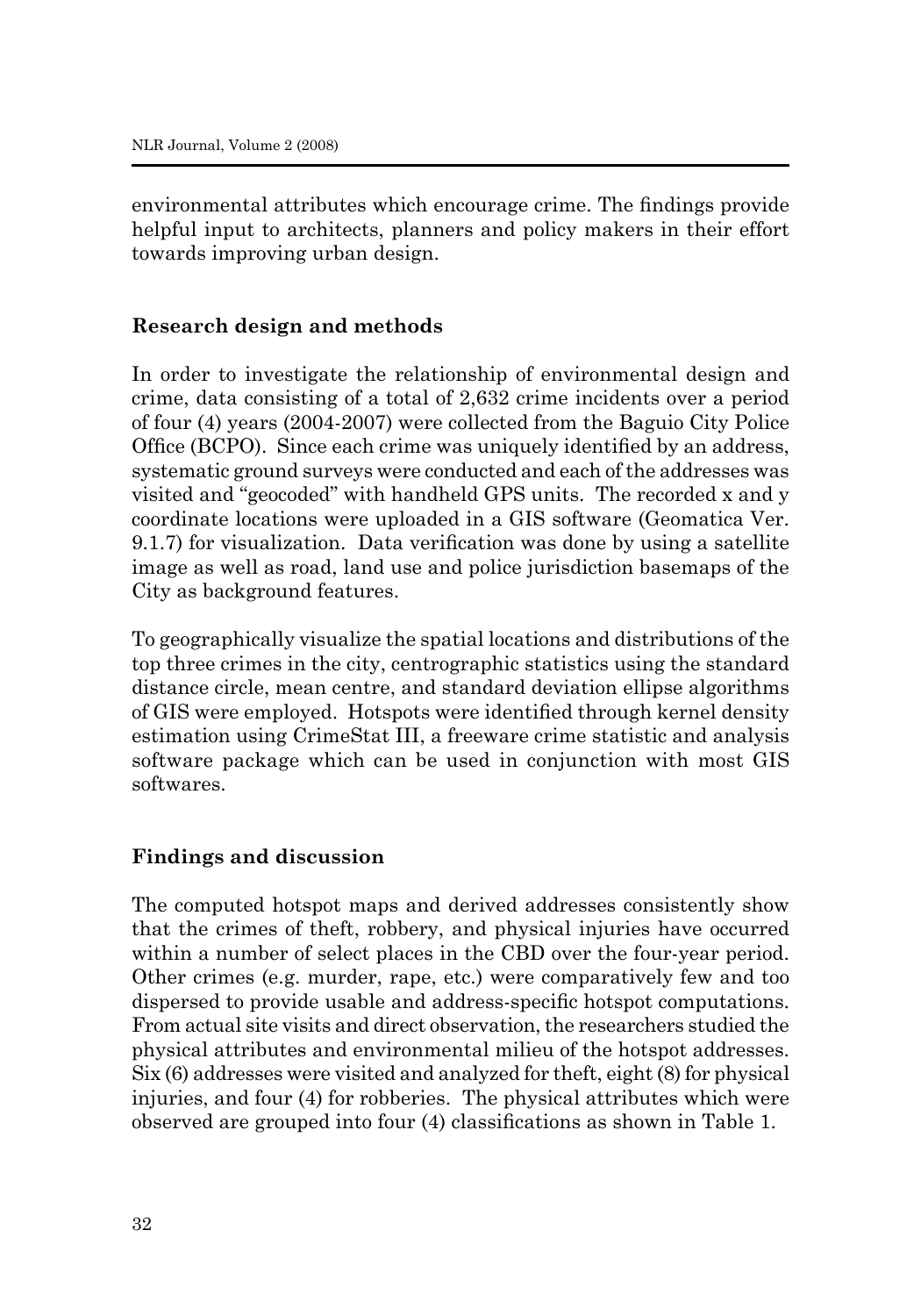environmental attributes which encourage crime. The findings provide helpful input to architects, planners and policy makers in their effort towards improving urban design.

## Research design and methods

In order to investigate the relationship of environmental design and crime, data consisting of a total of 2,632 crime incidents over a period of four (4) years (2004-2007) were collected from the Baguio City Police Office (BCPO). Since each crime was uniquely identified by an address, systematic ground surveys were conducted and each of the addresses was visited and "geocoded" with handheld GPS units. The recorded x and y coordinate locations were uploaded in a GIS software (Geomatica Ver. 9.1.7) for visualization. Data verification was done by using a satellite image as well as road, land use and police jurisdiction basemaps of the City as background features.

To geographically visualize the spatial locations and distributions of the top three crimes in the city, centrographic statistics using the standard distance circle, mean centre, and standard deviation ellipse algorithms of GIS were employed. Hotspots were identified through kernel density estimation using CrimeStat III, a freeware crime statistic and analysis software package which can be used in conjunction with most GIS softwares.

## Findings and discussion

The computed hotspot maps and derived addresses consistently show that the crimes of theft, robbery, and physical injuries have occurred within a number of select places in the CBD over the four-year period. Other crimes (e.g. murder, rape, etc.) were comparatively few and too dispersed to provide usable and address-specific hotspot computations. From actual site visits and direct observation, the researchers studied the physical attributes and environmental milieu of the hotspot addresses. Six (6) addresses were visited and analyzed for theft, eight (8) for physical injuries, and four (4) for robberies. The physical attributes which were observed are grouped into four (4) classifications as shown in Table 1.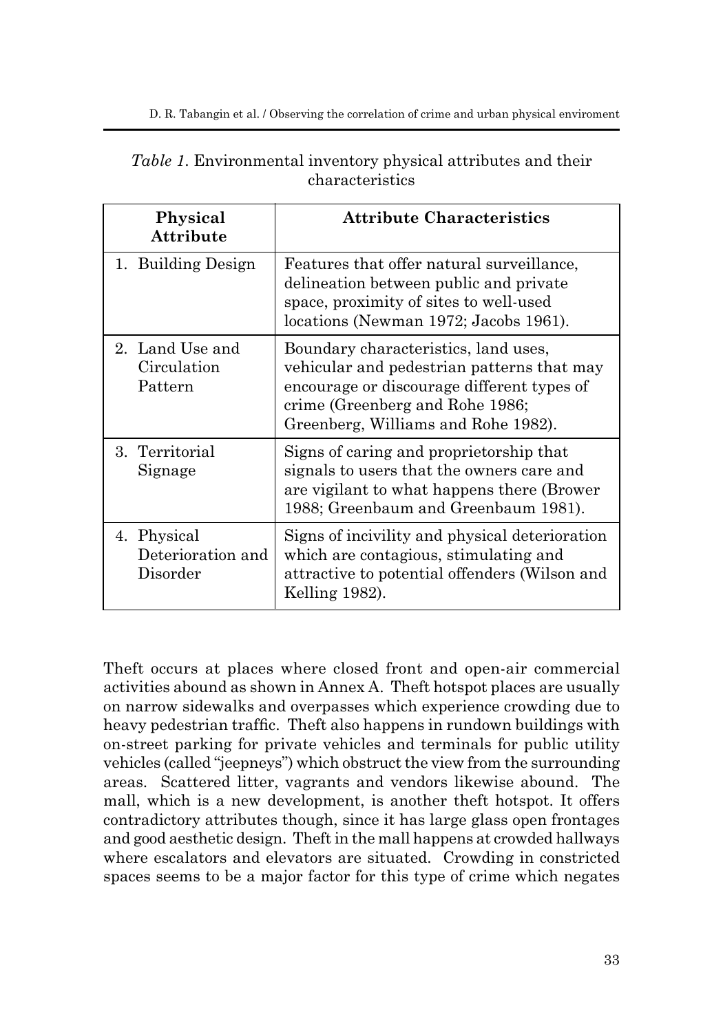*Table 1*. Environmental inventory physical attributes and their characteristics

| Physical Attribute | Attribute Characteristics |
|---|---|
| 1. Building Design | Features that offer natural surveillance, delineation between public and private space, proximity of sites to well-used locations (Newman 1972; Jacobs 1961). |
| 2. Land Use and Circulation Pattern | Boundary characteristics, land uses, vehicular and pedestrian patterns that may encourage or discourage different types of crime (Greenberg and Rohe 1986; Greenberg, Williams and Rohe 1982). |
| 3. Territorial Signage | Signs of caring and proprietorship that signals to users that the owners care and are vigilant to what happens there (Brower 1988; Greenbaum and Greenbaum 1981). |
| 4. Physical Deterioration and Disorder | Signs of incivility and physical deterioration which are contagious, stimulating and attractive to potential offenders (Wilson and Kelling 1982). |

Theft occurs at places where closed front and open-air commercial activities abound as shown in Annex A. Theft hotspot places are usually on narrow sidewalks and overpasses which experience crowding due to heavy pedestrian traffic. Theft also happens in rundown buildings with on-street parking for private vehicles and terminals for public utility vehicles (called "jeepneys") which obstruct the view from the surrounding areas. Scattered litter, vagrants and vendors likewise abound. The mall, which is a new development, is another theft hotspot. It offers contradictory attributes though, since it has large glass open frontages and good aesthetic design. Theft in the mall happens at crowded hallways where escalators and elevators are situated. Crowding in constricted spaces seems to be a major factor for this type of crime which negates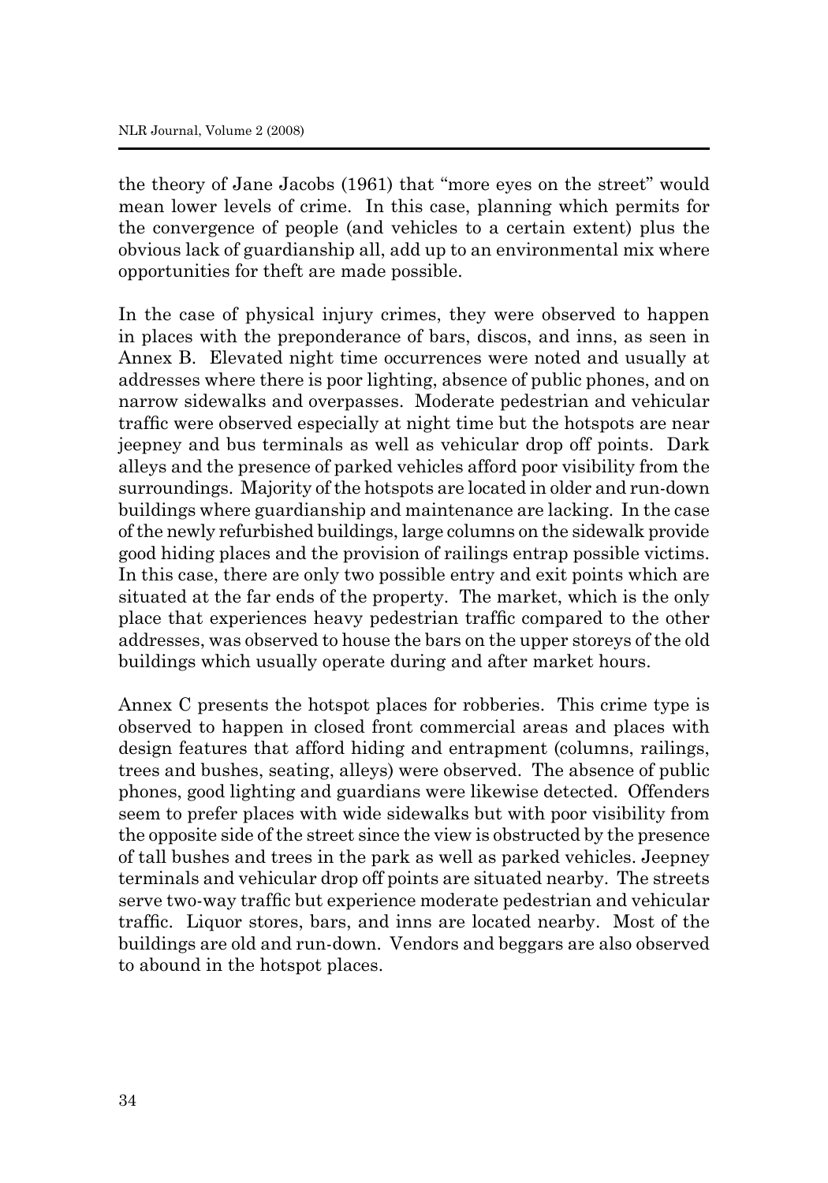the theory of Jane Jacobs (1961) that "more eyes on the street" would mean lower levels of crime. In this case, planning which permits for the convergence of people (and vehicles to a certain extent) plus the obvious lack of guardianship all, add up to an environmental mix where opportunities for theft are made possible.

In the case of physical injury crimes, they were observed to happen in places with the preponderance of bars, discos, and inns, as seen in Annex B. Elevated night time occurrences were noted and usually at addresses where there is poor lighting, absence of public phones, and on narrow sidewalks and overpasses. Moderate pedestrian and vehicular traffic were observed especially at night time but the hotspots are near jeepney and bus terminals as well as vehicular drop off points. Dark alleys and the presence of parked vehicles afford poor visibility from the surroundings. Majority of the hotspots are located in older and run-down buildings where guardianship and maintenance are lacking. In the case of the newly refurbished buildings, large columns on the sidewalk provide good hiding places and the provision of railings entrap possible victims. In this case, there are only two possible entry and exit points which are situated at the far ends of the property. The market, which is the only place that experiences heavy pedestrian traffic compared to the other addresses, was observed to house the bars on the upper storeys of the old buildings which usually operate during and after market hours.

Annex C presents the hotspot places for robberies. This crime type is observed to happen in closed front commercial areas and places with design features that afford hiding and entrapment (columns, railings, trees and bushes, seating, alleys) were observed. The absence of public phones, good lighting and guardians were likewise detected. Offenders seem to prefer places with wide sidewalks but with poor visibility from the opposite side of the street since the view is obstructed by the presence of tall bushes and trees in the park as well as parked vehicles. Jeepney terminals and vehicular drop off points are situated nearby. The streets serve two-way traffic but experience moderate pedestrian and vehicular traffic. Liquor stores, bars, and inns are located nearby. Most of the buildings are old and run-down. Vendors and beggars are also observed to abound in the hotspot places.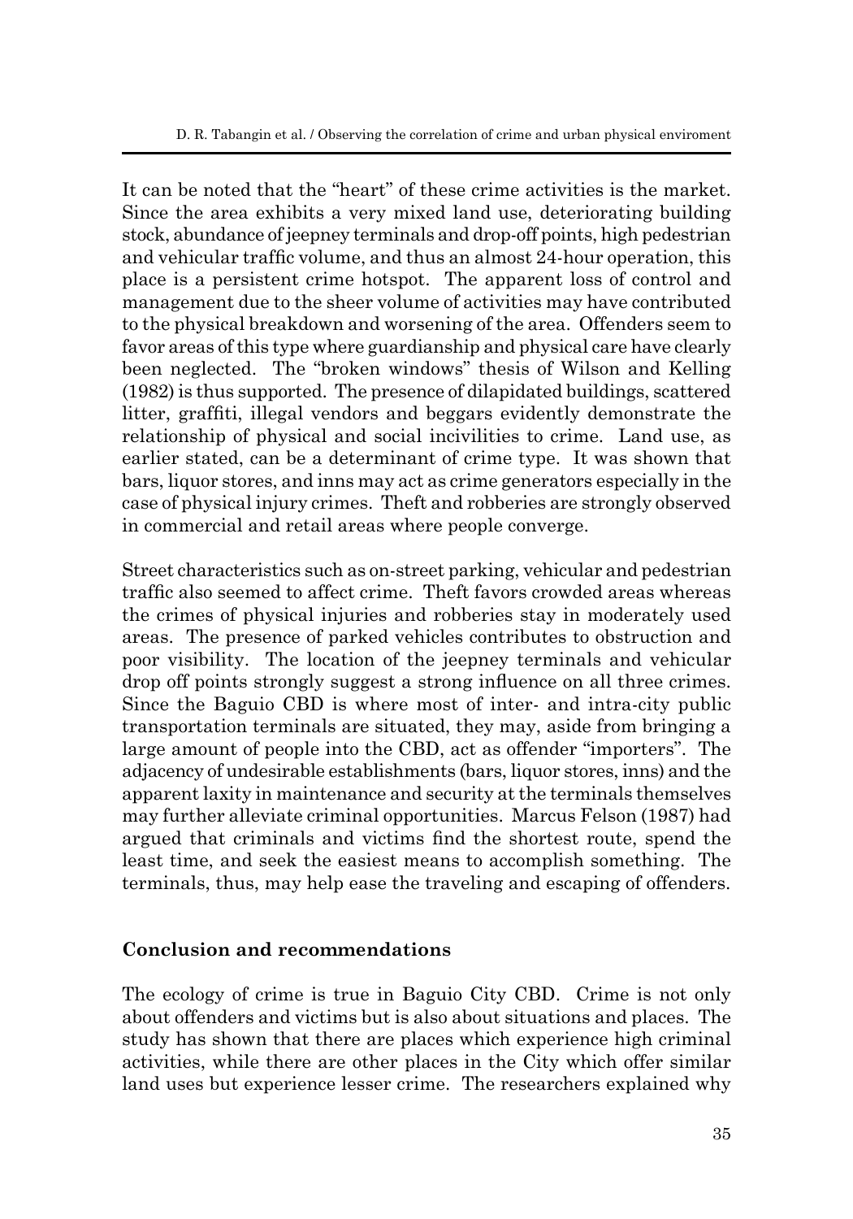It can be noted that the "heart" of these crime activities is the market. Since the area exhibits a very mixed land use, deteriorating building stock, abundance of jeepney terminals and drop-off points, high pedestrian and vehicular traffic volume, and thus an almost 24-hour operation, this place is a persistent crime hotspot. The apparent loss of control and management due to the sheer volume of activities may have contributed to the physical breakdown and worsening of the area. Offenders seem to favor areas of this type where guardianship and physical care have clearly been neglected. The "broken windows" thesis of Wilson and Kelling (1982) is thus supported. The presence of dilapidated buildings, scattered litter, graffiti, illegal vendors and beggars evidently demonstrate the relationship of physical and social incivilities to crime. Land use, as earlier stated, can be a determinant of crime type. It was shown that bars, liquor stores, and inns may act as crime generators especially in the case of physical injury crimes. Theft and robberies are strongly observed in commercial and retail areas where people converge.

Street characteristics such as on-street parking, vehicular and pedestrian traffic also seemed to affect crime. Theft favors crowded areas whereas the crimes of physical injuries and robberies stay in moderately used areas. The presence of parked vehicles contributes to obstruction and poor visibility. The location of the jeepney terminals and vehicular drop off points strongly suggest a strong influence on all three crimes. Since the Baguio CBD is where most of inter- and intra-city public transportation terminals are situated, they may, aside from bringing a large amount of people into the CBD, act as offender "importers". The adjacency of undesirable establishments (bars, liquor stores, inns) and the apparent laxity in maintenance and security at the terminals themselves may further alleviate criminal opportunities. Marcus Felson (1987) had argued that criminals and victims find the shortest route, spend the least time, and seek the easiest means to accomplish something. The terminals, thus, may help ease the traveling and escaping of offenders.

## Conclusion and recommendations

The ecology of crime is true in Baguio City CBD. Crime is not only about offenders and victims but is also about situations and places. The study has shown that there are places which experience high criminal activities, while there are other places in the City which offer similar land uses but experience lesser crime. The researchers explained why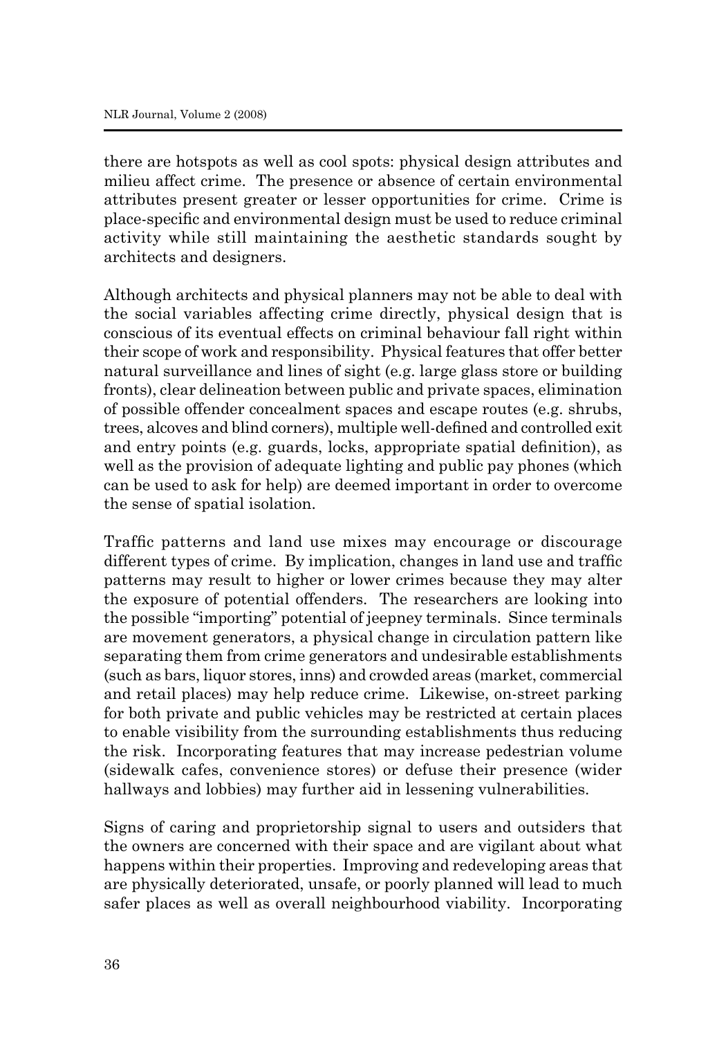there are hotspots as well as cool spots: physical design attributes and milieu affect crime. The presence or absence of certain environmental attributes present greater or lesser opportunities for crime. Crime is place-specific and environmental design must be used to reduce criminal activity while still maintaining the aesthetic standards sought by architects and designers.

Although architects and physical planners may not be able to deal with the social variables affecting crime directly, physical design that is conscious of its eventual effects on criminal behaviour fall right within their scope of work and responsibility. Physical features that offer better natural surveillance and lines of sight (e.g. large glass store or building fronts), clear delineation between public and private spaces, elimination of possible offender concealment spaces and escape routes (e.g. shrubs, trees, alcoves and blind corners), multiple well-defined and controlled exit and entry points (e.g. guards, locks, appropriate spatial definition), as well as the provision of adequate lighting and public pay phones (which can be used to ask for help) are deemed important in order to overcome the sense of spatial isolation.

Traffic patterns and land use mixes may encourage or discourage different types of crime. By implication, changes in land use and traffic patterns may result to higher or lower crimes because they may alter the exposure of potential offenders. The researchers are looking into the possible "importing" potential of jeepney terminals. Since terminals are movement generators, a physical change in circulation pattern like separating them from crime generators and undesirable establishments (such as bars, liquor stores, inns) and crowded areas (market, commercial and retail places) may help reduce crime. Likewise, on-street parking for both private and public vehicles may be restricted at certain places to enable visibility from the surrounding establishments thus reducing the risk. Incorporating features that may increase pedestrian volume (sidewalk cafes, convenience stores) or defuse their presence (wider hallways and lobbies) may further aid in lessening vulnerabilities.

Signs of caring and proprietorship signal to users and outsiders that the owners are concerned with their space and are vigilant about what happens within their properties. Improving and redeveloping areas that are physically deteriorated, unsafe, or poorly planned will lead to much safer places as well as overall neighbourhood viability. Incorporating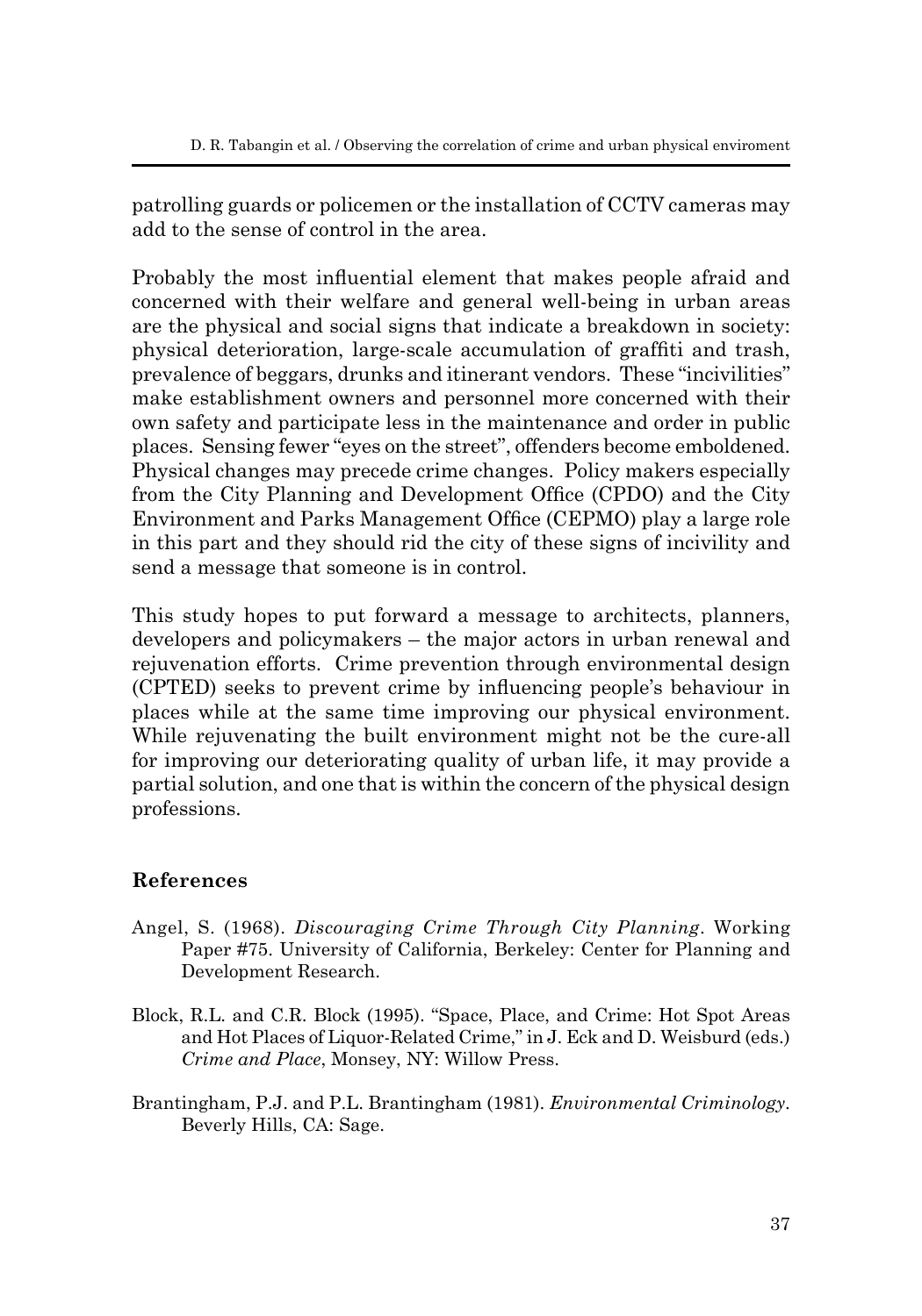patrolling guards or policemen or the installation of CCTV cameras may add to the sense of control in the area.

Probably the most influential element that makes people afraid and concerned with their welfare and general well-being in urban areas are the physical and social signs that indicate a breakdown in society: physical deterioration, large-scale accumulation of graffiti and trash, prevalence of beggars, drunks and itinerant vendors. These "incivilities" make establishment owners and personnel more concerned with their own safety and participate less in the maintenance and order in public places. Sensing fewer "eyes on the street", offenders become emboldened. Physical changes may precede crime changes. Policy makers especially from the City Planning and Development Office (CPDO) and the City Environment and Parks Management Office (CEPMO) play a large role in this part and they should rid the city of these signs of incivility and send a message that someone is in control.

This study hopes to put forward a message to architects, planners, developers and policymakers – the major actors in urban renewal and rejuvenation efforts. Crime prevention through environmental design (CPTED) seeks to prevent crime by influencing people's behaviour in places while at the same time improving our physical environment. While rejuvenating the built environment might not be the cure-all for improving our deteriorating quality of urban life, it may provide a partial solution, and one that is within the concern of the physical design professions.

## References

Angel, S. (1968). *Discouraging Crime Through City Planning*. Working Paper #75. University of California, Berkeley: Center for Planning and Development Research.

Block, R.L. and C.R. Block (1995). "Space, Place, and Crime: Hot Spot Areas and Hot Places of Liquor-Related Crime," in J. Eck and D. Weisburd (eds.) *Crime and Place*, Monsey, NY: Willow Press.

Brantingham, P.J. and P.L. Brantingham (1981). *Environmental Criminology*. Beverly Hills, CA: Sage.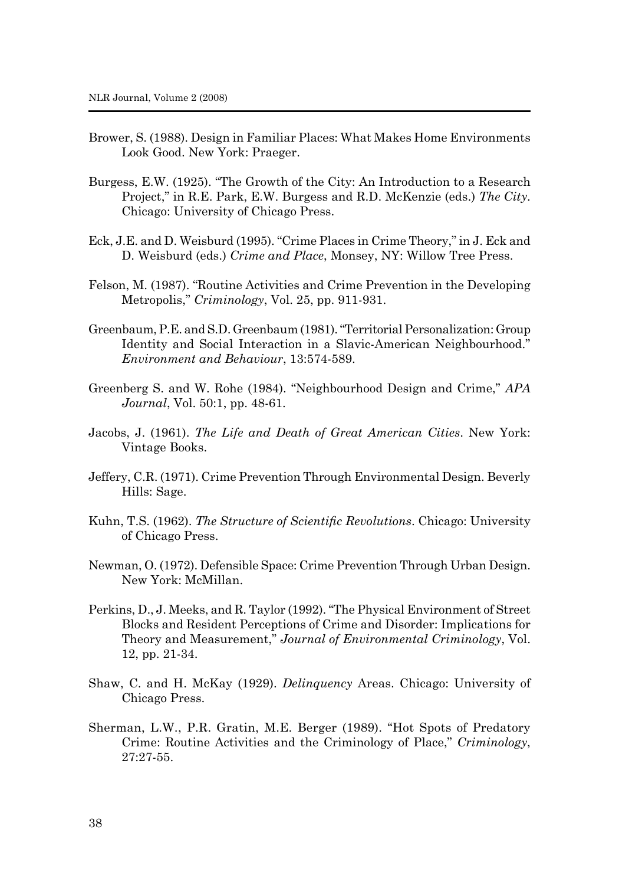Brower, S. (1988). Design in Familiar Places: What Makes Home Environments Look Good. New York: Praeger.

Burgess, E.W. (1925). "The Growth of the City: An Introduction to a Research Project," in R.E. Park, E.W. Burgess and R.D. McKenzie (eds.) *The City*. Chicago: University of Chicago Press.

Eck, J.E. and D. Weisburd (1995). "Crime Places in Crime Theory," in J. Eck and D. Weisburd (eds.) *Crime and Place*, Monsey, NY: Willow Tree Press.

Felson, M. (1987). "Routine Activities and Crime Prevention in the Developing Metropolis," *Criminology*, Vol. 25, pp. 911-931.

Greenbaum, P.E. and S.D. Greenbaum (1981). "Territorial Personalization: Group Identity and Social Interaction in a Slavic-American Neighbourhood." *Environment and Behaviour*, 13:574-589.

Greenberg S. and W. Rohe (1984). "Neighbourhood Design and Crime," *APA Journal*, Vol. 50:1, pp. 48-61.

Jacobs, J. (1961). *The Life and Death of Great American Cities*. New York: Vintage Books.

Jeffery, C.R. (1971). Crime Prevention Through Environmental Design. Beverly Hills: Sage.

Kuhn, T.S. (1962). *The Structure of Scientific Revolutions*. Chicago: University of Chicago Press.

Newman, O. (1972). Defensible Space: Crime Prevention Through Urban Design. New York: McMillan.

Perkins, D., J. Meeks, and R. Taylor (1992). "The Physical Environment of Street Blocks and Resident Perceptions of Crime and Disorder: Implications for Theory and Measurement," *Journal of Environmental Criminology*, Vol. 12, pp. 21-34.

Shaw, C. and H. McKay (1929). *Delinquency* Areas. Chicago: University of Chicago Press.

Sherman, L.W., P.R. Gratin, M.E. Berger (1989). "Hot Spots of Predatory Crime: Routine Activities and the Criminology of Place," *Criminology*, 27:27-55.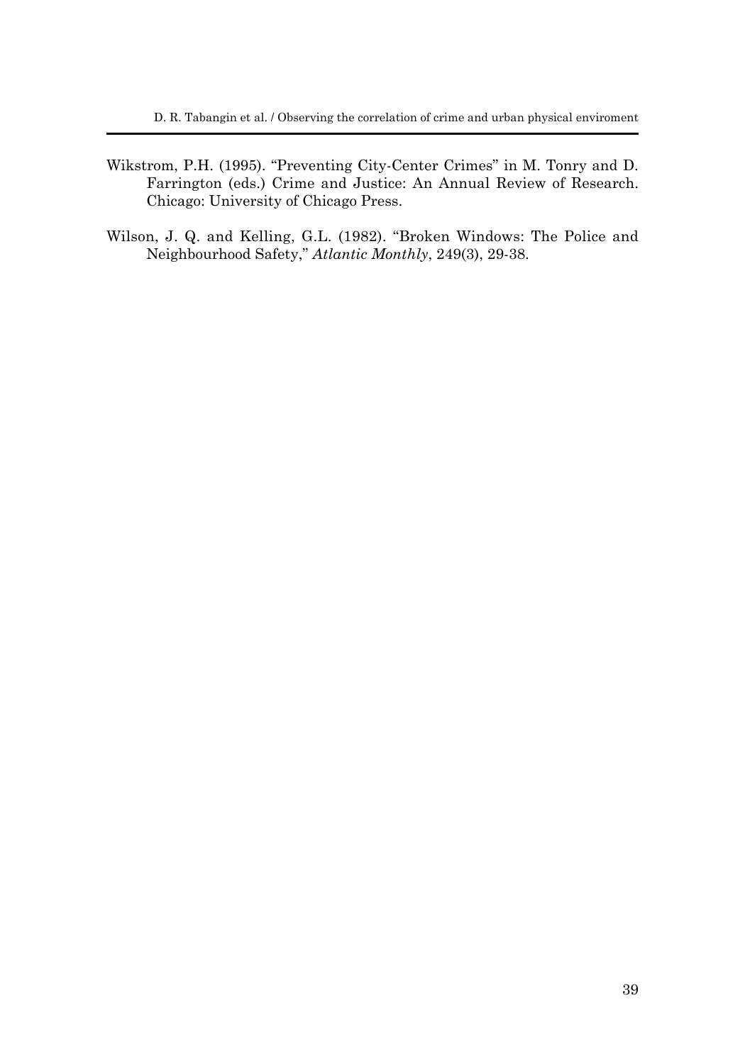Wikstrom, P.H. (1995). "Preventing City-Center Crimes" in M. Tonry and D. Farrington (eds.) Crime and Justice: An Annual Review of Research. Chicago: University of Chicago Press.

Wilson, J. Q. and Kelling, G.L. (1982). "Broken Windows: The Police and Neighbourhood Safety," *Atlantic Monthly*, 249(3), 29-38.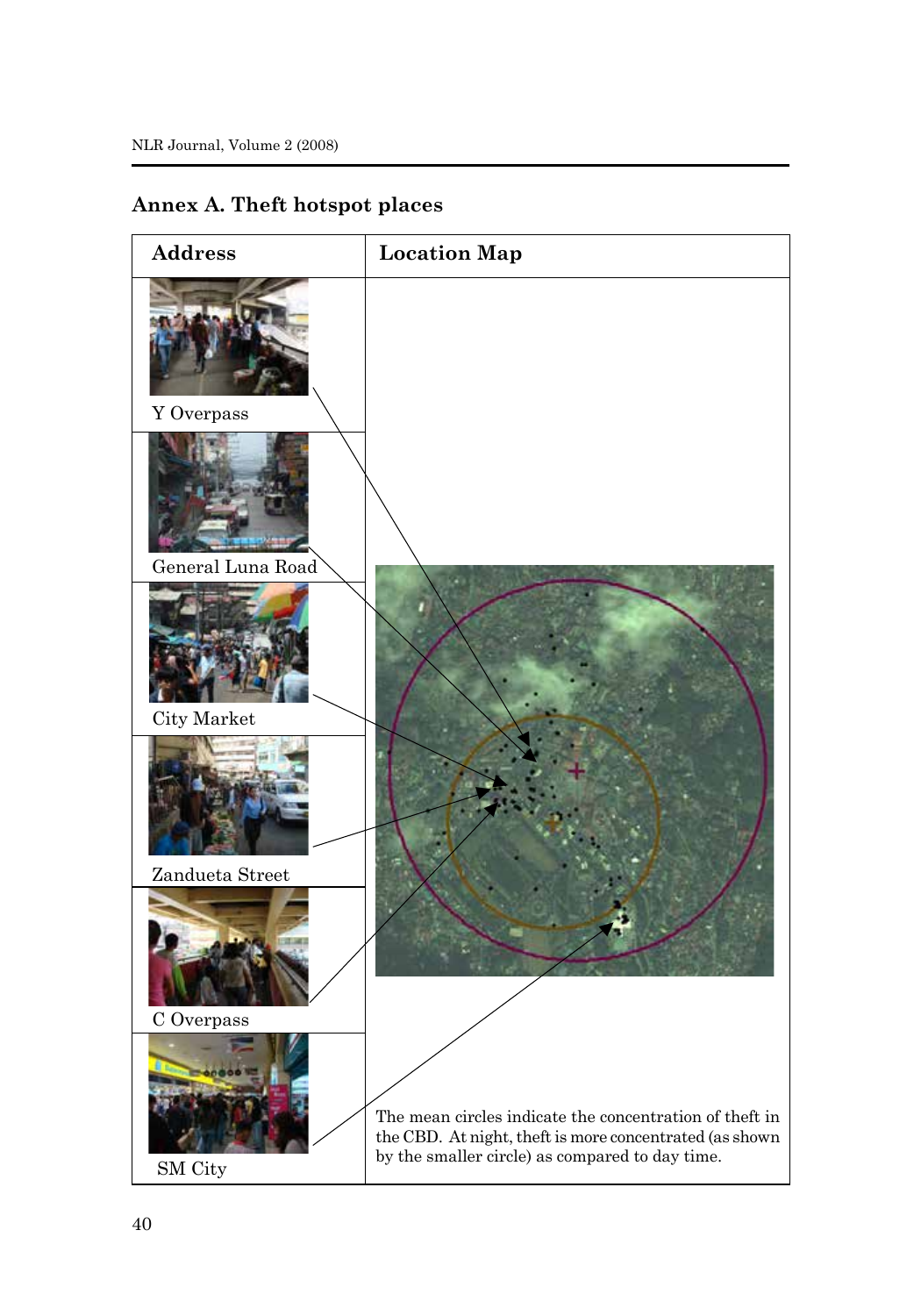## Annex A. Theft hotspot places

| Address | Location Map |
|---|---|
| Y Overpass | |
| General Luna Road | |
| City Market | |
| Zandueta Street | |
| C Overpass | |
| SM City | The mean circles indicate the concentration of theft in the CBD. At night, theft is more concentrated (as shown by the smaller circle) as compared to day time. |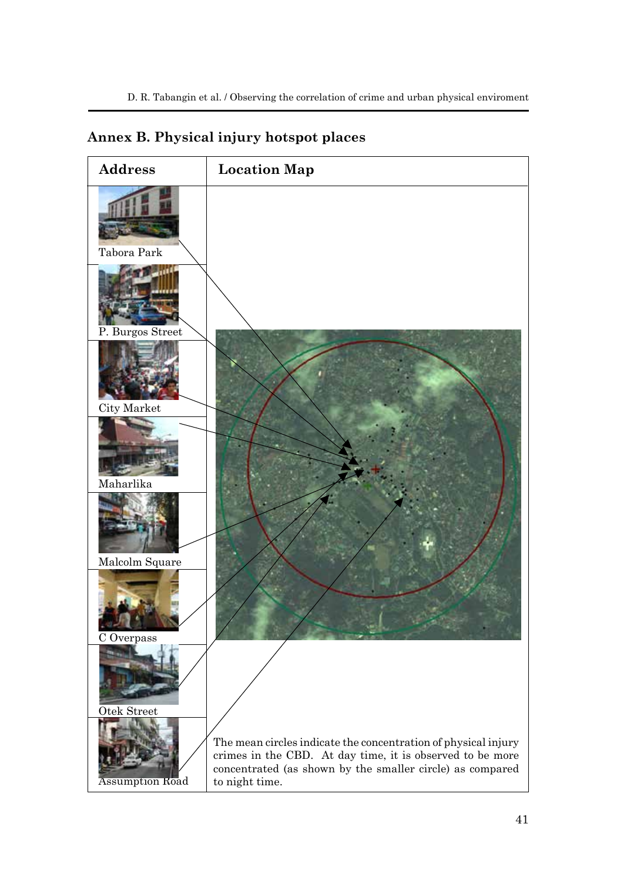## Annex B. Physical injury hotspot places

| Address | Location Map |
|---|---|
| Tabora Park | |
| P. Burgos Street | |
| City Market | |
| Maharlika | |
| Malcolm Square | |
| C Overpass | |
| Otek Street | |
| Assumption Road | The mean circles indicate the concentration of physical injury crimes in the CBD. At day time, it is observed to be more concentrated (as shown by the smaller circle) as compared to night time. |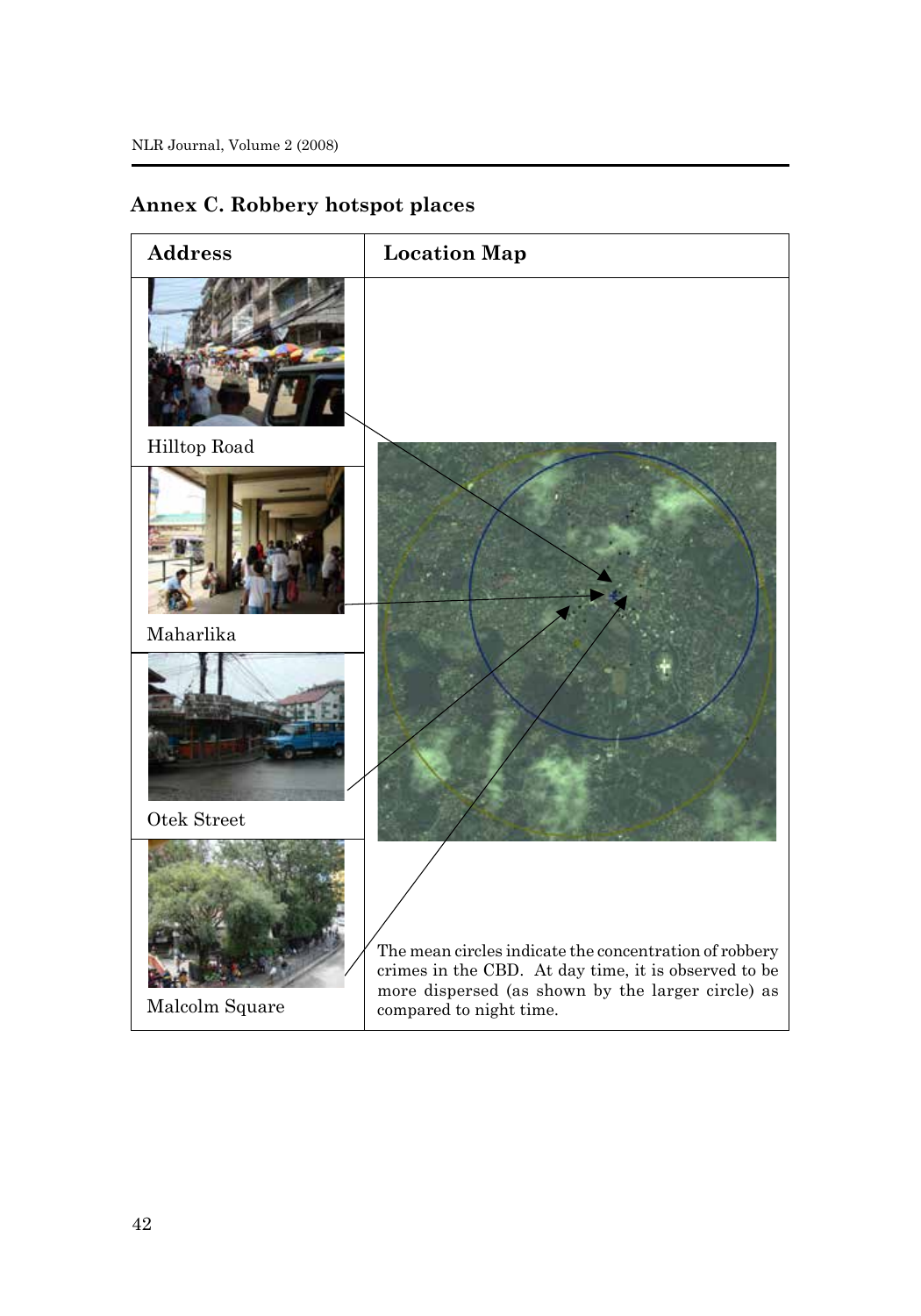## Annex C. Robbery hotspot places

| Address | Location Map |
| --- | --- |
| Hilltop Road | |
| Maharlika | |
| Otek Street | |
| Malcolm Square | The mean circles indicate the concentration of robbery crimes in the CBD. At day time, it is observed to be more dispersed (as shown by the larger circle) as compared to night time. |